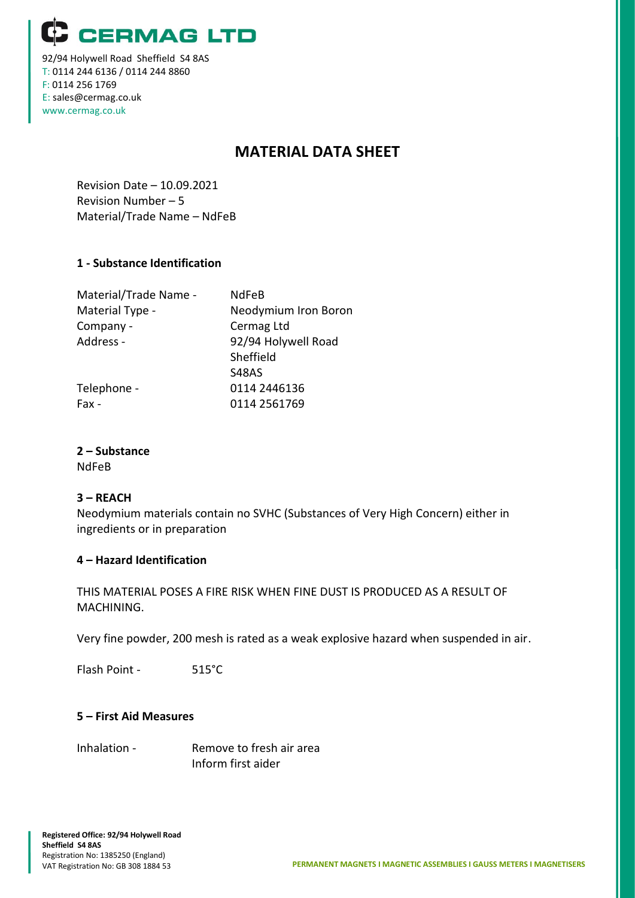# CERMAG LTD

92/94 Holywell Road Sheffield S4 8AS
T: 0114 244 6136 / 0114 244 8860
F: 0114 256 1769
E: sales@cermag.co.uk
www.cermag.co.uk

## MATERIAL DATA SHEET

Revision Date – 10.09.2021
Revision Number – 5
Material/Trade Name – NdFeB

### 1 - Substance Identification

| | |
|---|---|
| Material/Trade Name - | NdFeB |
| Material Type - | Neodymium Iron Boron |
| Company - | Cermag Ltd |
| Address - | 92/94 Holywell Road<br>Sheffield<br>S48AS |
| Telephone - | 0114 2446136 |
| Fax - | 0114 2561769 |

### 2 – Substance

NdFeB

### 3 – REACH

Neodymium materials contain no SVHC (Substances of Very High Concern) either in ingredients or in preparation

### 4 – Hazard Identification

THIS MATERIAL POSES A FIRE RISK WHEN FINE DUST IS PRODUCED AS A RESULT OF MACHINING.

Very fine powder, 200 mesh is rated as a weak explosive hazard when suspended in air.

Flash Point - 515°C

### 5 – First Aid Measures

Inhalation - Remove to fresh air area
Inform first aider

**Registered Office: 92/94 Holywell Road Sheffield S4 8AS**
Registration No: 1385250 (England)
VAT Registration No: GB 308 1884 53

PERMANENT MAGNETS I MAGNETIC ASSEMBLIES I GAUSS METERS I MAGNETISERS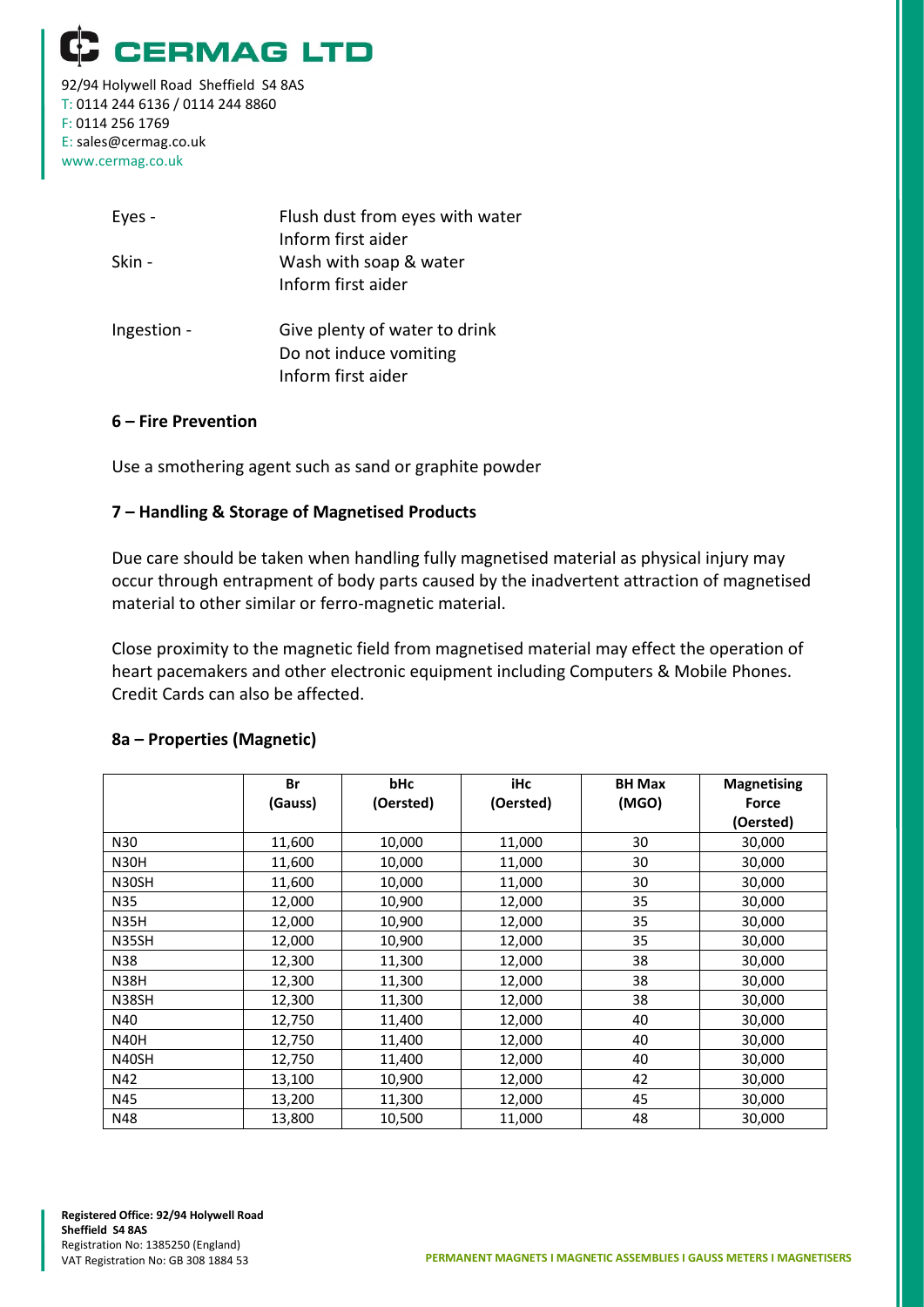| | |
|---|---|
| Eyes - | Flush dust from eyes with water<br>Inform first aider |
| Skin - | Wash with soap & water<br>Inform first aider |
| Ingestion - | Give plenty of water to drink<br>Do not induce vomiting<br>Inform first aider |

## 6 – Fire Prevention

Use a smothering agent such as sand or graphite powder

## 7 – Handling & Storage of Magnetised Products

Due care should be taken when handling fully magnetised material as physical injury may occur through entrapment of body parts caused by the inadvertent attraction of magnetised material to other similar or ferro-magnetic material.

Close proximity to the magnetic field from magnetised material may effect the operation of heart pacemakers and other electronic equipment including Computers & Mobile Phones. Credit Cards can also be affected.

## 8a – Properties (Magnetic)

| | Br (Gauss) | bHc (Oersted) | iHc (Oersted) | BH Max (MGO) | Magnetising Force (Oersted) |
|---|---|---|---|---|---|
| N30 | 11,600 | 10,000 | 11,000 | 30 | 30,000 |
| N30H | 11,600 | 10,000 | 11,000 | 30 | 30,000 |
| N30SH | 11,600 | 10,000 | 11,000 | 30 | 30,000 |
| N35 | 12,000 | 10,900 | 12,000 | 35 | 30,000 |
| N35H | 12,000 | 10,900 | 12,000 | 35 | 30,000 |
| N35SH | 12,000 | 10,900 | 12,000 | 35 | 30,000 |
| N38 | 12,300 | 11,300 | 12,000 | 38 | 30,000 |
| N38H | 12,300 | 11,300 | 12,000 | 38 | 30,000 |
| N38SH | 12,300 | 11,300 | 12,000 | 38 | 30,000 |
| N40 | 12,750 | 11,400 | 12,000 | 40 | 30,000 |
| N40H | 12,750 | 11,400 | 12,000 | 40 | 30,000 |
| N40SH | 12,750 | 11,400 | 12,000 | 40 | 30,000 |
| N42 | 13,100 | 10,900 | 12,000 | 42 | 30,000 |
| N45 | 13,200 | 11,300 | 12,000 | 45 | 30,000 |
| N48 | 13,800 | 10,500 | 11,000 | 48 | 30,000 |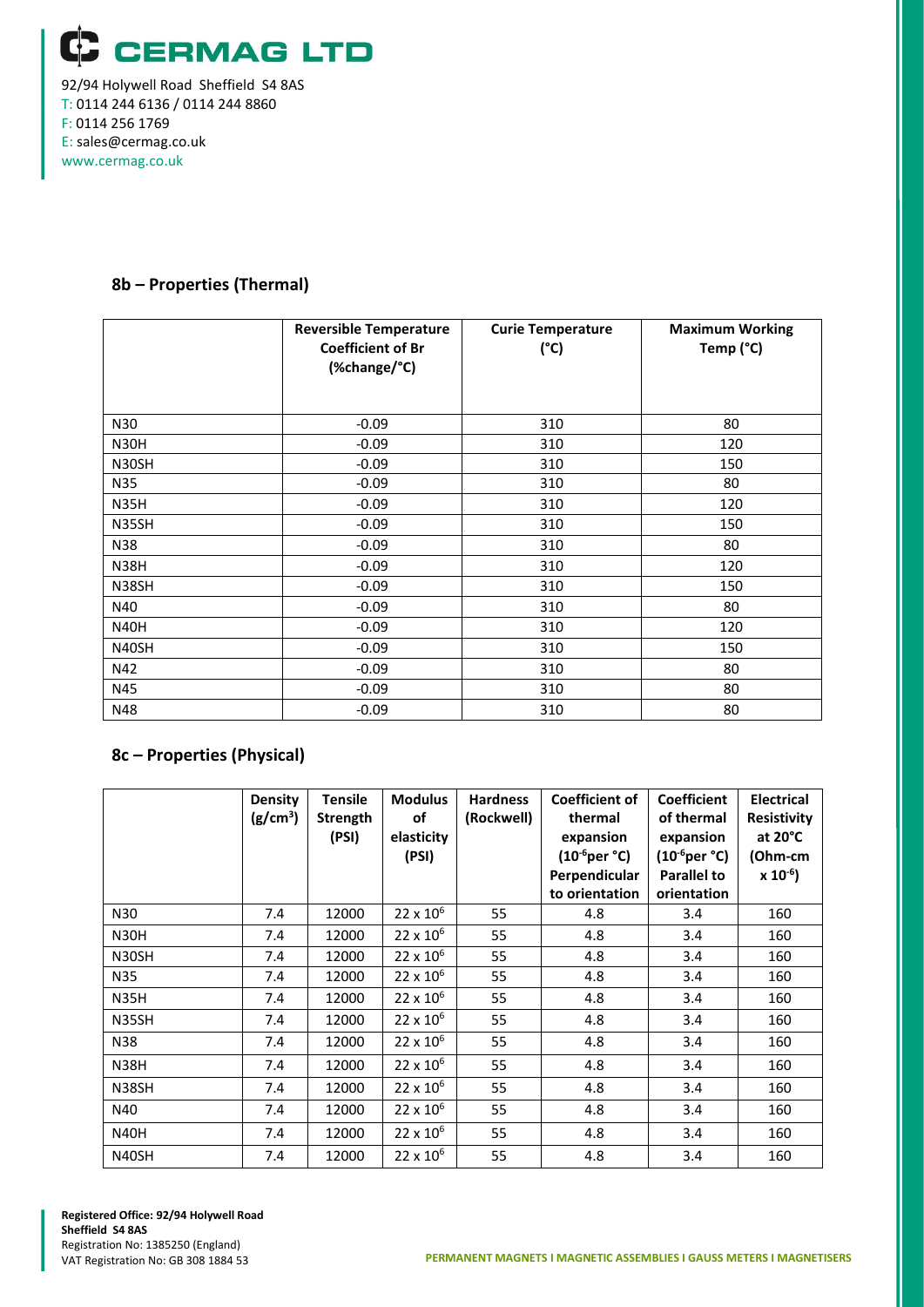## 8b – Properties (Thermal)

| | Reversible Temperature Coefficient of Br (%change/°C) | Curie Temperature (°C) | Maximum Working Temp (°C) |
|---|---|---|---|
| N30 | -0.09 | 310 | 80 |
| N30H | -0.09 | 310 | 120 |
| N30SH | -0.09 | 310 | 150 |
| N35 | -0.09 | 310 | 80 |
| N35H | -0.09 | 310 | 120 |
| N35SH | -0.09 | 310 | 150 |
| N38 | -0.09 | 310 | 80 |
| N38H | -0.09 | 310 | 120 |
| N38SH | -0.09 | 310 | 150 |
| N40 | -0.09 | 310 | 80 |
| N40H | -0.09 | 310 | 120 |
| N40SH | -0.09 | 310 | 150 |
| N42 | -0.09 | 310 | 80 |
| N45 | -0.09 | 310 | 80 |
| N48 | -0.09 | 310 | 80 |

## 8c – Properties (Physical)

| | Density ($g/cm^3$) | Tensile Strength (PSI) | Modulus of elasticity (PSI) | Hardness (Rockwell) | Coefficient of thermal expansion ($10^{-6}$per °C) Perpendicular to orientation | Coefficient of thermal expansion ($10^{-6}$per °C) Parallel to orientation | Electrical Resistivity at 20°C (Ohm-cm $\times 10^{-6}$) |
|---|---|---|---|---|---|---|---|
| N30 | 7.4 | 12000 | $22 \times 10^6$ | 55 | 4.8 | 3.4 | 160 |
| N30H | 7.4 | 12000 | $22 \times 10^6$ | 55 | 4.8 | 3.4 | 160 |
| N30SH | 7.4 | 12000 | $22 \times 10^6$ | 55 | 4.8 | 3.4 | 160 |
| N35 | 7.4 | 12000 | $22 \times 10^6$ | 55 | 4.8 | 3.4 | 160 |
| N35H | 7.4 | 12000 | $22 \times 10^6$ | 55 | 4.8 | 3.4 | 160 |
| N35SH | 7.4 | 12000 | $22 \times 10^6$ | 55 | 4.8 | 3.4 | 160 |
| N38 | 7.4 | 12000 | $22 \times 10^6$ | 55 | 4.8 | 3.4 | 160 |
| N38H | 7.4 | 12000 | $22 \times 10^6$ | 55 | 4.8 | 3.4 | 160 |
| N38SH | 7.4 | 12000 | $22 \times 10^6$ | 55 | 4.8 | 3.4 | 160 |
| N40 | 7.4 | 12000 | $22 \times 10^6$ | 55 | 4.8 | 3.4 | 160 |
| N40H | 7.4 | 12000 | $22 \times 10^6$ | 55 | 4.8 | 3.4 | 160 |
| N40SH | 7.4 | 12000 | $22 \times 10^6$ | 55 | 4.8 | 3.4 | 160 |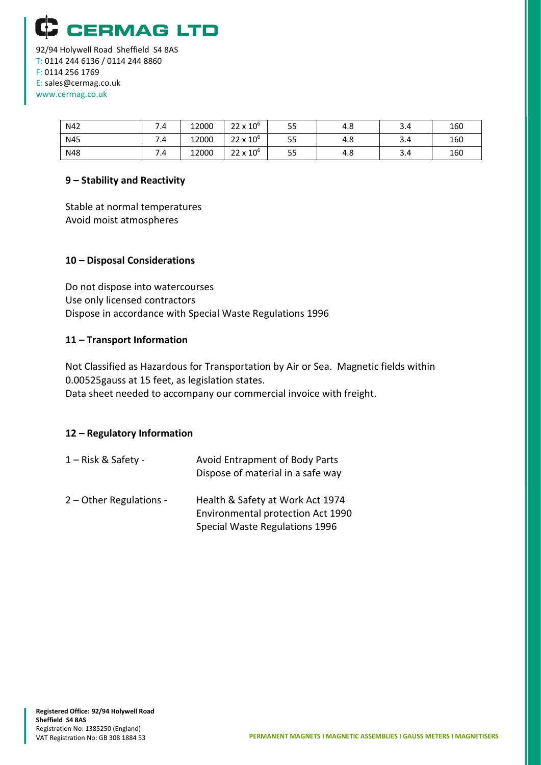| | | | | | | | |
|---|---|---|---|---|---|---|---|
| N42 | 7.4 | 12000 | $22 \times 10^6$ | 55 | 4.8 | 3.4 | 160 |
| N45 | 7.4 | 12000 | $22 \times 10^6$ | 55 | 4.8 | 3.4 | 160 |
| N48 | 7.4 | 12000 | $22 \times 10^6$ | 55 | 4.8 | 3.4 | 160 |

## 9 – Stability and Reactivity

Stable at normal temperatures
Avoid moist atmospheres

## 10 – Disposal Considerations

Do not dispose into watercourses
Use only licensed contractors
Dispose in accordance with Special Waste Regulations 1996

## 11 – Transport Information

Not Classified as Hazardous for Transportation by Air or Sea. Magnetic fields within 0.00525gauss at 15 feet, as legislation states.
Data sheet needed to accompany our commercial invoice with freight.

## 12 – Regulatory Information

1 – Risk & Safety - Avoid Entrapment of Body Parts
Dispose of material in a safe way

2 – Other Regulations - Health & Safety at Work Act 1974
Environmental protection Act 1990
Special Waste Regulations 1996